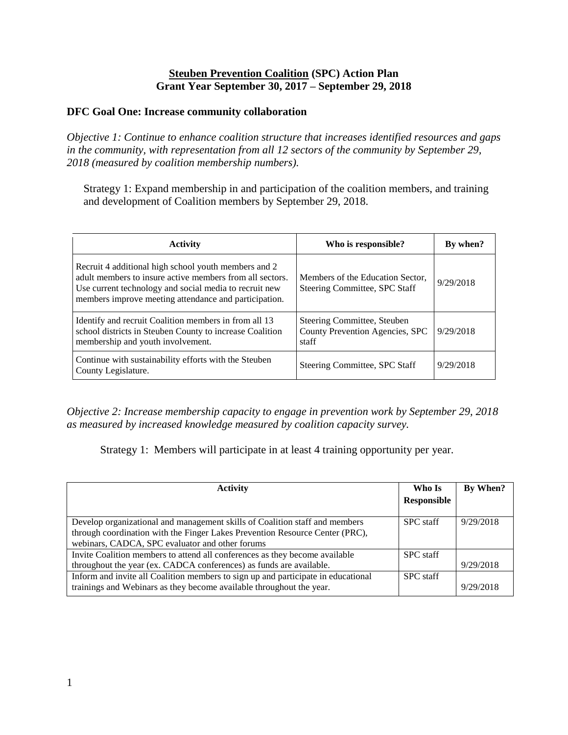# **Steuben Prevention Coalition (SPC) Action Plan**
# **Grant Year September 30, 2017 – September 29, 2018**

## **DFC Goal One: Increase community collaboration**

*Objective 1: Continue to enhance coalition structure that increases identified resources and gaps in the community, with representation from all 12 sectors of the community by September 29, 2018 (measured by coalition membership numbers).*

Strategy 1: Expand membership in and participation of the coalition members, and training and development of Coalition members by September 29, 2018.

| Activity | Who is responsible? | By when? |
|---|---|---|
| Recruit 4 additional high school youth members and 2 adult members to insure active members from all sectors. Use current technology and social media to recruit new members improve meeting attendance and participation. | Members of the Education Sector, Steering Committee, SPC Staff | 9/29/2018 |
| Identify and recruit Coalition members in from all 13 school districts in Steuben County to increase Coalition membership and youth involvement. | Steering Committee, Steuben County Prevention Agencies, SPC staff | 9/29/2018 |
| Continue with sustainability efforts with the Steuben County Legislature. | Steering Committee, SPC Staff | 9/29/2018 |

*Objective 2: Increase membership capacity to engage in prevention work by September 29, 2018 as measured by increased knowledge measured by coalition capacity survey.*

Strategy 1: Members will participate in at least 4 training opportunity per year.

| Activity | Who Is Responsible | By When? |
|---|---|---|
| Develop organizational and management skills of Coalition staff and members through coordination with the Finger Lakes Prevention Resource Center (PRC), webinars, CADCA, SPC evaluator and other forums | SPC staff | 9/29/2018 |
| Invite Coalition members to attend all conferences as they become available throughout the year (ex. CADCA conferences) as funds are available. | SPC staff | 9/29/2018 |
| Inform and invite all Coalition members to sign up and participate in educational trainings and Webinars as they become available throughout the year. | SPC staff | 9/29/2018 |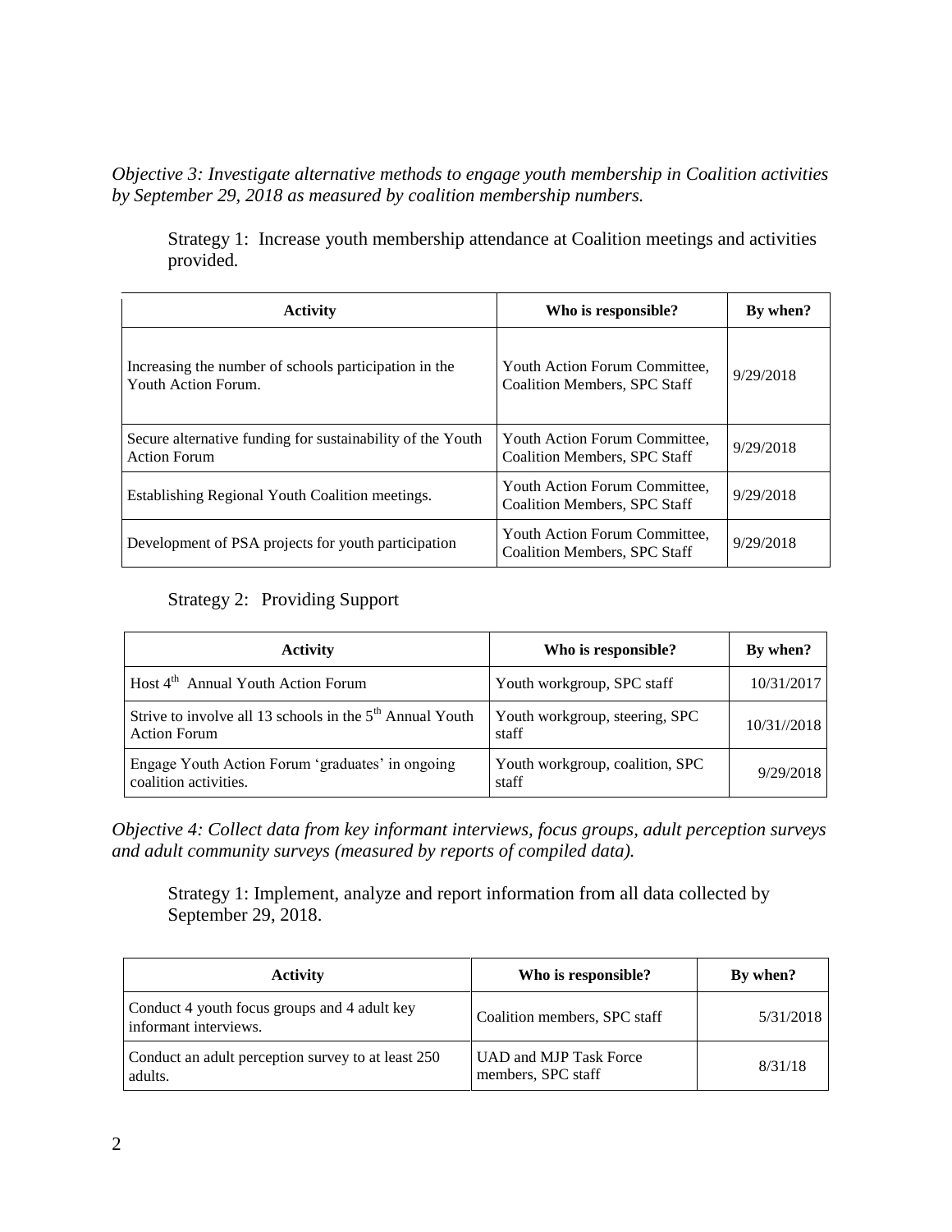*Objective 3: Investigate alternative methods to engage youth membership in Coalition activities by September 29, 2018 as measured by coalition membership numbers.*

Strategy 1: Increase youth membership attendance at Coalition meetings and activities provided.

| Activity | Who is responsible? | By when? |
|---|---|---|
| Increasing the number of schools participation in the Youth Action Forum. | Youth Action Forum Committee, Coalition Members, SPC Staff | 9/29/2018 |
| Secure alternative funding for sustainability of the Youth Action Forum | Youth Action Forum Committee, Coalition Members, SPC Staff | 9/29/2018 |
| Establishing Regional Youth Coalition meetings. | Youth Action Forum Committee, Coalition Members, SPC Staff | 9/29/2018 |
| Development of PSA projects for youth participation | Youth Action Forum Committee, Coalition Members, SPC Staff | 9/29/2018 |

Strategy 2: Providing Support

| Activity | Who is responsible? | By when? |
|---|---|---|
| Host 4th Annual Youth Action Forum | Youth workgroup, SPC staff | 10/31/2017 |
| Strive to involve all 13 schools in the 5th Annual Youth Action Forum | Youth workgroup, steering, SPC staff | 10/31//2018 |
| Engage Youth Action Forum 'graduates' in ongoing coalition activities. | Youth workgroup, coalition, SPC staff | 9/29/2018 |

*Objective 4: Collect data from key informant interviews, focus groups, adult perception surveys and adult community surveys (measured by reports of compiled data).*

Strategy 1: Implement, analyze and report information from all data collected by September 29, 2018.

| Activity | Who is responsible? | By when? |
|---|---|---|
| Conduct 4 youth focus groups and 4 adult key informant interviews. | Coalition members, SPC staff | 5/31/2018 |
| Conduct an adult perception survey to at least 250 adults. | UAD and MJP Task Force members, SPC staff | 8/31/18 |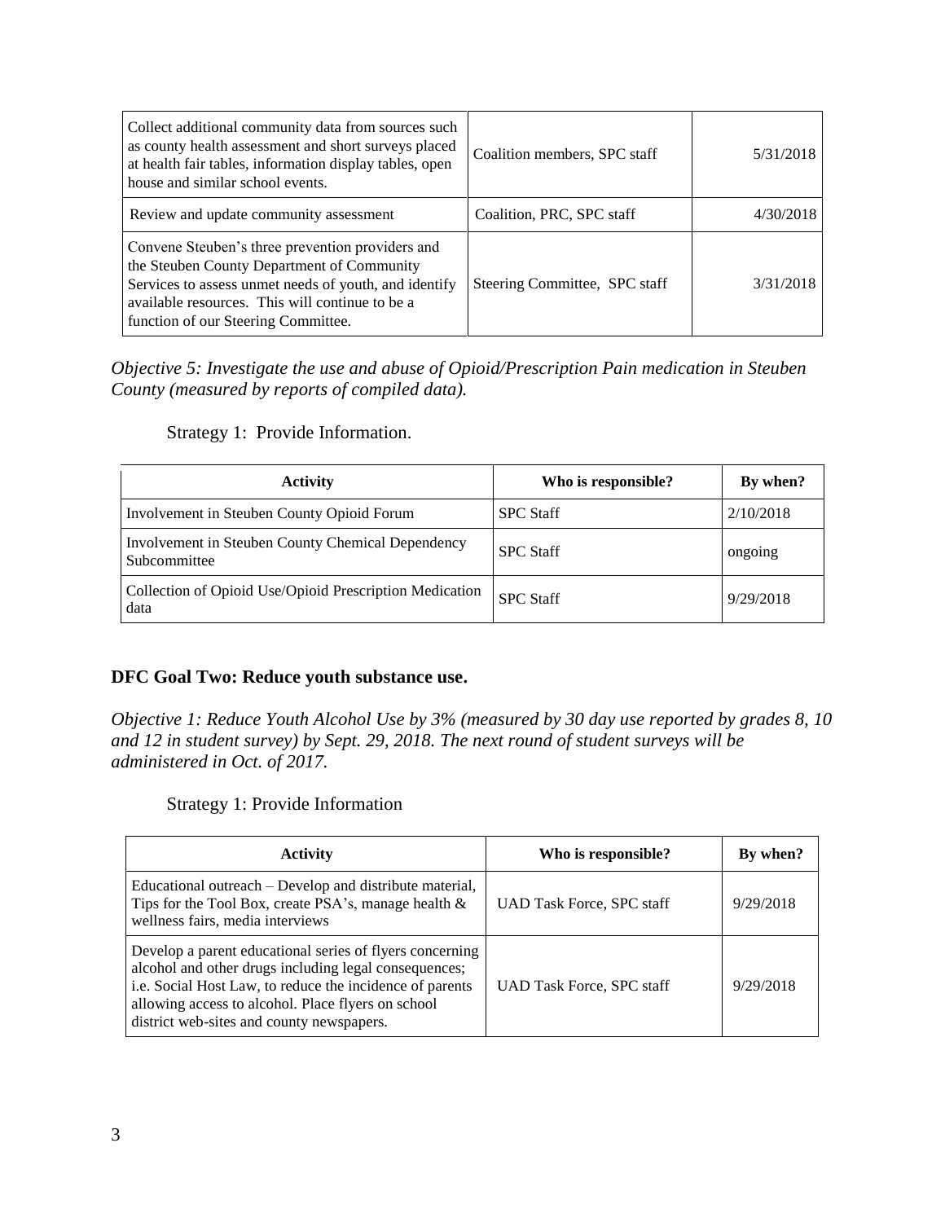| | | |
|---|---|---|
| Collect additional community data from sources such as county health assessment and short surveys placed at health fair tables, information display tables, open house and similar school events. | Coalition members, SPC staff | 5/31/2018 |
| Review and update community assessment | Coalition, PRC, SPC staff | 4/30/2018 |
| Convene Steuben's three prevention providers and the Steuben County Department of Community Services to assess unmet needs of youth, and identify available resources. This will continue to be a function of our Steering Committee. | Steering Committee, SPC staff | 3/31/2018 |

*Objective 5: Investigate the use and abuse of Opioid/Prescription Pain medication in Steuben County (measured by reports of compiled data).*

Strategy 1: Provide Information.

| Activity | Who is responsible? | By when? |
|---|---|---|
| Involvement in Steuben County Opioid Forum | SPC Staff | 2/10/2018 |
| Involvement in Steuben County Chemical Dependency Subcommittee | SPC Staff | ongoing |
| Collection of Opioid Use/Opioid Prescription Medication data | SPC Staff | 9/29/2018 |

**DFC Goal Two: Reduce youth substance use.**

*Objective 1: Reduce Youth Alcohol Use by 3% (measured by 30 day use reported by grades 8, 10 and 12 in student survey) by Sept. 29, 2018. The next round of student surveys will be administered in Oct. of 2017.*

Strategy 1: Provide Information

| Activity | Who is responsible? | By when? |
|---|---|---|
| Educational outreach – Develop and distribute material, Tips for the Tool Box, create PSA's, manage health & wellness fairs, media interviews | UAD Task Force, SPC staff | 9/29/2018 |
| Develop a parent educational series of flyers concerning alcohol and other drugs including legal consequences; i.e. Social Host Law, to reduce the incidence of parents allowing access to alcohol. Place flyers on school district web-sites and county newspapers. | UAD Task Force, SPC staff | 9/29/2018 |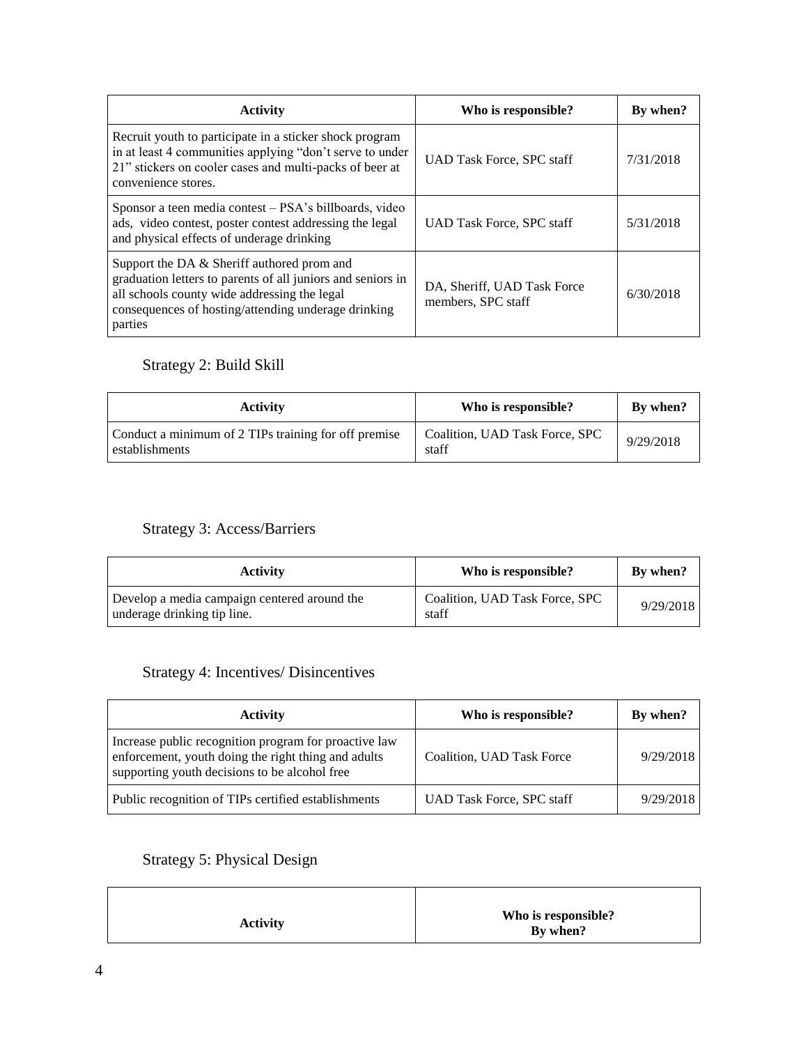| Activity | Who is responsible? | By when? |
|---|---|---|
| Recruit youth to participate in a sticker shock program in at least 4 communities applying "don't serve to under 21" stickers on cooler cases and multi-packs of beer at convenience stores. | UAD Task Force, SPC staff | 7/31/2018 |
| Sponsor a teen media contest – PSA's billboards, video ads, video contest, poster contest addressing the legal and physical effects of underage drinking | UAD Task Force, SPC staff | 5/31/2018 |
| Support the DA & Sheriff authored prom and graduation letters to parents of all juniors and seniors in all schools county wide addressing the legal consequences of hosting/attending underage drinking parties | DA, Sheriff, UAD Task Force members, SPC staff | 6/30/2018 |

## Strategy 2: Build Skill

| Activity | Who is responsible? | By when? |
|---|---|---|
| Conduct a minimum of 2 TIPs training for off premise establishments | Coalition, UAD Task Force, SPC staff | 9/29/2018 |

## Strategy 3: Access/Barriers

| Activity | Who is responsible? | By when? |
|---|---|---|
| Develop a media campaign centered around the underage drinking tip line. | Coalition, UAD Task Force, SPC staff | 9/29/2018 |

## Strategy 4: Incentives/ Disincentives

| Activity | Who is responsible? | By when? |
|---|---|---|
| Increase public recognition program for proactive law enforcement, youth doing the right thing and adults supporting youth decisions to be alcohol free | Coalition, UAD Task Force | 9/29/2018 |
| Public recognition of TIPs certified establishments | UAD Task Force, SPC staff | 9/29/2018 |

## Strategy 5: Physical Design

| Activity | Who is responsible? By when? |
|---|---|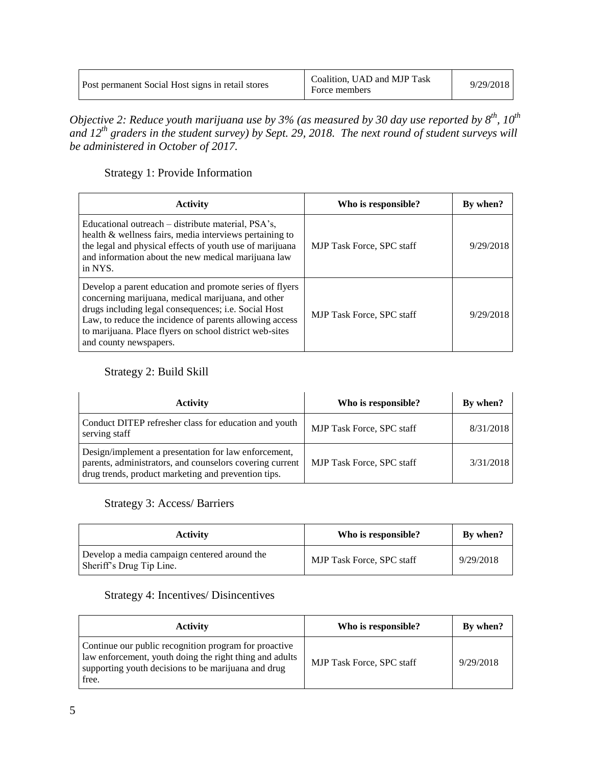| Post permanent Social Host signs in retail stores | Coalition, UAD and MJP Task Force members | 9/29/2018 |
|---|---|---|

*Objective 2: Reduce youth marijuana use by 3% (as measured by 30 day use reported by 8th, 10th and 12th graders in the student survey) by Sept. 29, 2018. The next round of student surveys will be administered in October of 2017.*

Strategy 1: Provide Information

| Activity | Who is responsible? | By when? |
|---|---|---|
| Educational outreach – distribute material, PSA's, health & wellness fairs, media interviews pertaining to the legal and physical effects of youth use of marijuana and information about the new medical marijuana law in NYS. | MJP Task Force, SPC staff | 9/29/2018 |
| Develop a parent education and promote series of flyers concerning marijuana, medical marijuana, and other drugs including legal consequences; i.e. Social Host Law, to reduce the incidence of parents allowing access to marijuana. Place flyers on school district web-sites and county newspapers. | MJP Task Force, SPC staff | 9/29/2018 |

Strategy 2: Build Skill

| Activity | Who is responsible? | By when? |
|---|---|---|
| Conduct DITEP refresher class for education and youth serving staff | MJP Task Force, SPC staff | 8/31/2018 |
| Design/implement a presentation for law enforcement, parents, administrators, and counselors covering current drug trends, product marketing and prevention tips. | MJP Task Force, SPC staff | 3/31/2018 |

Strategy 3: Access/ Barriers

| Activity | Who is responsible? | By when? |
|---|---|---|
| Develop a media campaign centered around the Sheriff's Drug Tip Line. | MJP Task Force, SPC staff | 9/29/2018 |

Strategy 4: Incentives/ Disincentives

| Activity | Who is responsible? | By when? |
|---|---|---|
| Continue our public recognition program for proactive law enforcement, youth doing the right thing and adults supporting youth decisions to be marijuana and drug free. | MJP Task Force, SPC staff | 9/29/2018 |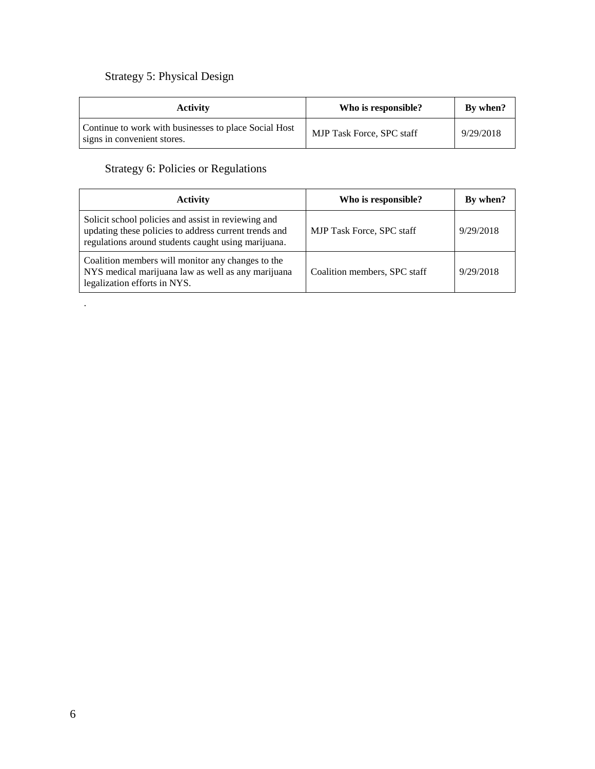Strategy 5: Physical Design

| Activity | Who is responsible? | By when? |
| --- | --- | --- |
| Continue to work with businesses to place Social Host signs in convenient stores. | MJP Task Force, SPC staff | 9/29/2018 |

Strategy 6: Policies or Regulations

| Activity | Who is responsible? | By when? |
| --- | --- | --- |
| Solicit school policies and assist in reviewing and updating these policies to address current trends and regulations around students caught using marijuana. | MJP Task Force, SPC staff | 9/29/2018 |
| Coalition members will monitor any changes to the NYS medical marijuana law as well as any marijuana legalization efforts in NYS. | Coalition members, SPC staff | 9/29/2018 |

.